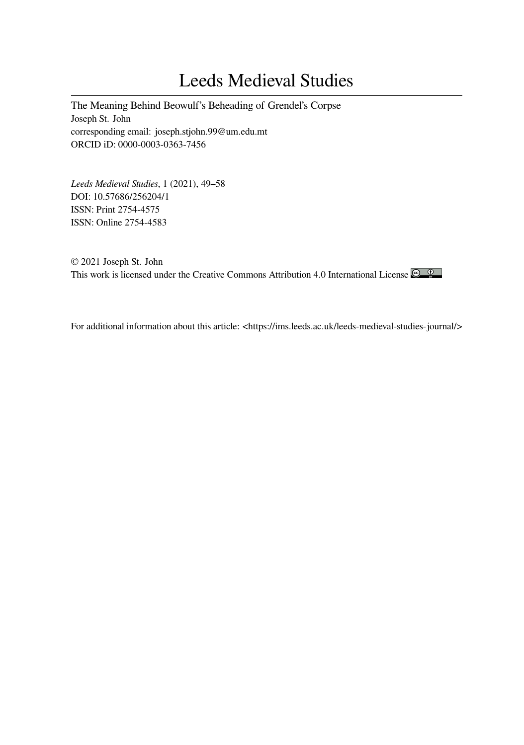# Leeds Medieval Studies

The Meaning Behind Beowulf's Beheading of Grendel's Corpse
Joseph St. John
corresponding email: joseph.stjohn.99@um.edu.mt
ORCID iD: 0000-0003-0363-7456

*Leeds Medieval Studies*, 1 (2021), 49–58
DOI: 10.57686/256204/1
ISSN: Print 2754-4575
ISSN: Online 2754-4583

© 2021 Joseph St. John
This work is licensed under the Creative Commons Attribution 4.0 International License

For additional information about this article: <https://ims.leeds.ac.uk/leeds-medieval-studies-journal/>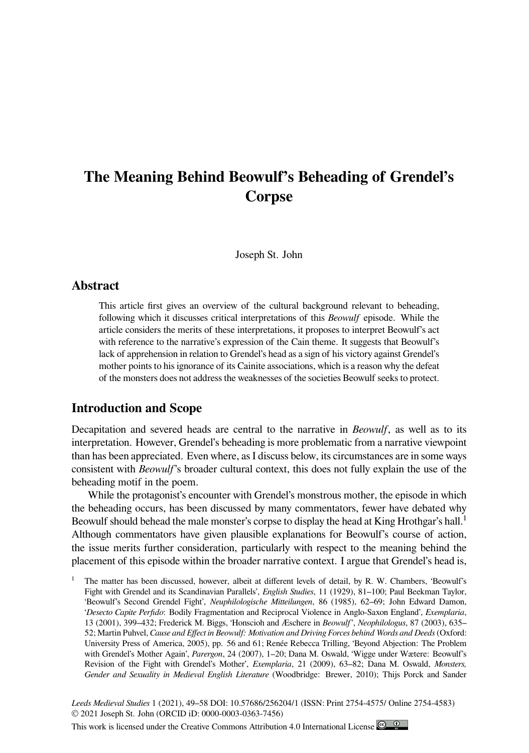# The Meaning Behind Beowulf's Beheading of Grendel's Corpse

Joseph St. John

## Abstract

This article first gives an overview of the cultural background relevant to beheading, following which it discusses critical interpretations of this *Beowulf* episode. While the article considers the merits of these interpretations, it proposes to interpret Beowulf's act with reference to the narrative's expression of the Cain theme. It suggests that Beowulf's lack of apprehension in relation to Grendel's head as a sign of his victory against Grendel's mother points to his ignorance of its Cainite associations, which is a reason why the defeat of the monsters does not address the weaknesses of the societies Beowulf seeks to protect.

## Introduction and Scope

Decapitation and severed heads are central to the narrative in *Beowulf*, as well as to its interpretation. However, Grendel's beheading is more problematic from a narrative viewpoint than has been appreciated. Even where, as I discuss below, its circumstances are in some ways consistent with *Beowulf*'s broader cultural context, this does not fully explain the use of the beheading motif in the poem.

While the protagonist's encounter with Grendel's monstrous mother, the episode in which the beheading occurs, has been discussed by many commentators, fewer have debated why Beowulf should behead the male monster's corpse to display the head at King Hrothgar's hall.[1] Although commentators have given plausible explanations for Beowulf's course of action, the issue merits further consideration, particularly with respect to the meaning behind the placement of this episode within the broader narrative context. I argue that Grendel's head is,

[1] The matter has been discussed, however, albeit at different levels of detail, by R. W. Chambers, 'Beowulf's Fight with Grendel and its Scandinavian Parallels', *English Studies*, 11 (1929), 81–100; Paul Beekman Taylor, 'Beowulf's Second Grendel Fight', *Neuphilologische Mitteilungen*, 86 (1985), 62–69; John Edward Damon, '*Desecto Capite Perfido*: Bodily Fragmentation and Reciprocal Violence in Anglo-Saxon England', *Exemplaria*, 13 (2001), 399–432; Frederick M. Biggs, 'Honscioh and Æschere in *Beowulf*', *Neophilologus*, 87 (2003), 635–52; Martin Puhvel, *Cause and Effect in Beowulf: Motivation and Driving Forces behind Words and Deeds* (Oxford: University Press of America, 2005), pp. 56 and 61; Renée Rebecca Trilling, 'Beyond Abjection: The Problem with Grendel's Mother Again', *Parergon*, 24 (2007), 1–20; Dana M. Oswald, 'Wigge under Wætere: Beowulf's Revision of the Fight with Grendel's Mother', *Exemplaria*, 21 (2009), 63–82; Dana M. Oswald, *Monsters, Gender and Sexuality in Medieval English Literature* (Woodbridge: Brewer, 2010); Thijs Porck and Sander

© 2021 Joseph St. John (ORCID iD: 0000-0003-0363-7456)

This work is licensed under the Creative Commons Attribution 4.0 International License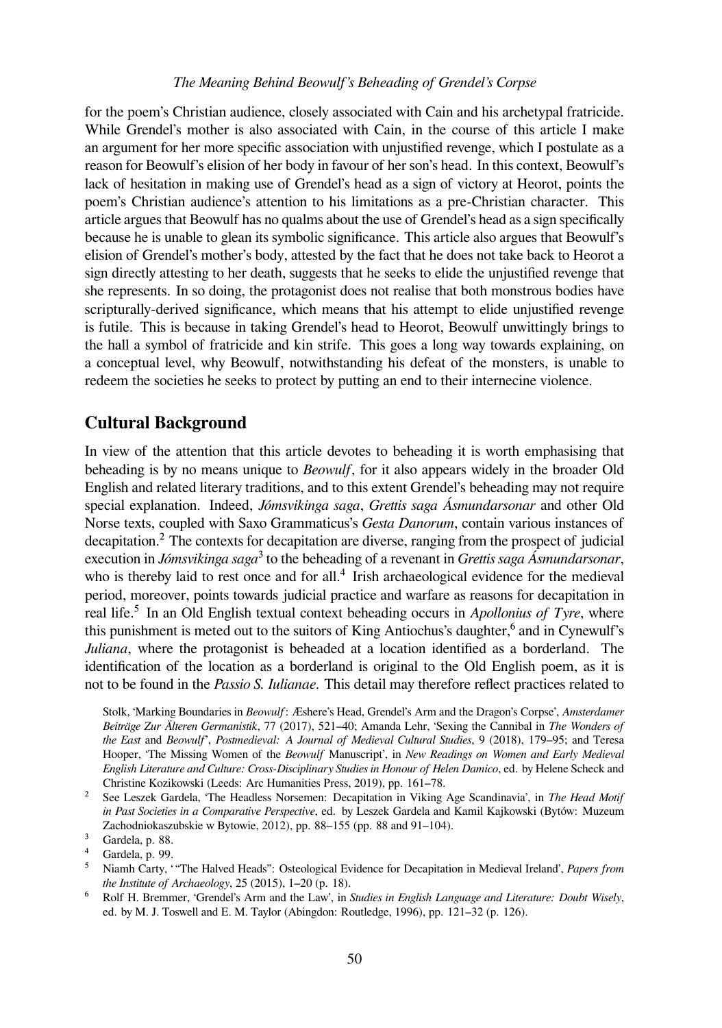for the poem's Christian audience, closely associated with Cain and his archetypal fratricide. While Grendel's mother is also associated with Cain, in the course of this article I make an argument for her more specific association with unjustified revenge, which I postulate as a reason for Beowulf's elision of her body in favour of her son's head. In this context, Beowulf's lack of hesitation in making use of Grendel's head as a sign of victory at Heorot, points the poem's Christian audience's attention to his limitations as a pre-Christian character. This article argues that Beowulf has no qualms about the use of Grendel's head as a sign specifically because he is unable to glean its symbolic significance. This article also argues that Beowulf's elision of Grendel's mother's body, attested by the fact that he does not take back to Heorot a sign directly attesting to her death, suggests that he seeks to elide the unjustified revenge that she represents. In so doing, the protagonist does not realise that both monstrous bodies have scripturally-derived significance, which means that his attempt to elide unjustified revenge is futile. This is because in taking Grendel's head to Heorot, Beowulf unwittingly brings to the hall a symbol of fratricide and kin strife. This goes a long way towards explaining, on a conceptual level, why Beowulf, notwithstanding his defeat of the monsters, is unable to redeem the societies he seeks to protect by putting an end to their internecine violence.

## Cultural Background

In view of the attention that this article devotes to beheading it is worth emphasising that beheading is by no means unique to *Beowulf*, for it also appears widely in the broader Old English and related literary traditions, and to this extent Grendel's beheading may not require special explanation. Indeed, *Jómsvikinga saga*, *Grettis saga Ásmundarsonar* and other Old Norse texts, coupled with Saxo Grammaticus's *Gesta Danorum*, contain various instances of decapitation.[2] The contexts for decapitation are diverse, ranging from the prospect of judicial execution in *Jómsvikinga saga*[3] to the beheading of a revenant in *Grettis saga Ásmundarsonar*, who is thereby laid to rest once and for all.[4] Irish archaeological evidence for the medieval period, moreover, points towards judicial practice and warfare as reasons for decapitation in real life.[5] In an Old English textual context beheading occurs in *Apollonius of Tyre*, where this punishment is meted out to the suitors of King Antiochus's daughter,[6] and in Cynewulf's *Juliana*, where the protagonist is beheaded at a location identified as a borderland. The identification of the location as a borderland is original to the Old English poem, as it is not to be found in the *Passio S. Iulianae*. This detail may therefore reflect practices related to

Stolk, 'Marking Boundaries in *Beowulf*: Æshere's Head, Grendel's Arm and the Dragon's Corpse', *Amsterdamer Beiträge Zur Älteren Germanistik*, 77 (2017), 521–40; Amanda Lehr, 'Sexing the Cannibal in *The Wonders of the East* and *Beowulf*', *Postmedieval: A Journal of Medieval Cultural Studies*, 9 (2018), 179–95; and Teresa Hooper, 'The Missing Women of the *Beowulf* Manuscript', in *New Readings on Women and Early Medieval English Literature and Culture: Cross-Disciplinary Studies in Honour of Helen Damico*, ed. by Helene Scheck and Christine Kozikowski (Leeds: Arc Humanities Press, 2019), pp. 161–78.

[2] See Leszek Gardela, 'The Headless Norsemen: Decapitation in Viking Age Scandinavia', in *The Head Motif in Past Societies in a Comparative Perspective*, ed. by Leszek Gardela and Kamil Kajkowski (Bytów: Muzeum Zachodniokaszubskie w Bytowie, 2012), pp. 88–155 (pp. 88 and 91–104).

[3] Gardela, p. 88.

[4] Gardela, p. 99.

[5] Niamh Carty, '"The Halved Heads": Osteological Evidence for Decapitation in Medieval Ireland', *Papers from the Institute of Archaeology*, 25 (2015), 1–20 (p. 18).

[6] Rolf H. Bremmer, 'Grendel's Arm and the Law', in *Studies in English Language and Literature: Doubt Wisely*, ed. by M. J. Toswell and E. M. Taylor (Abingdon: Routledge, 1996), pp. 121–32 (p. 126).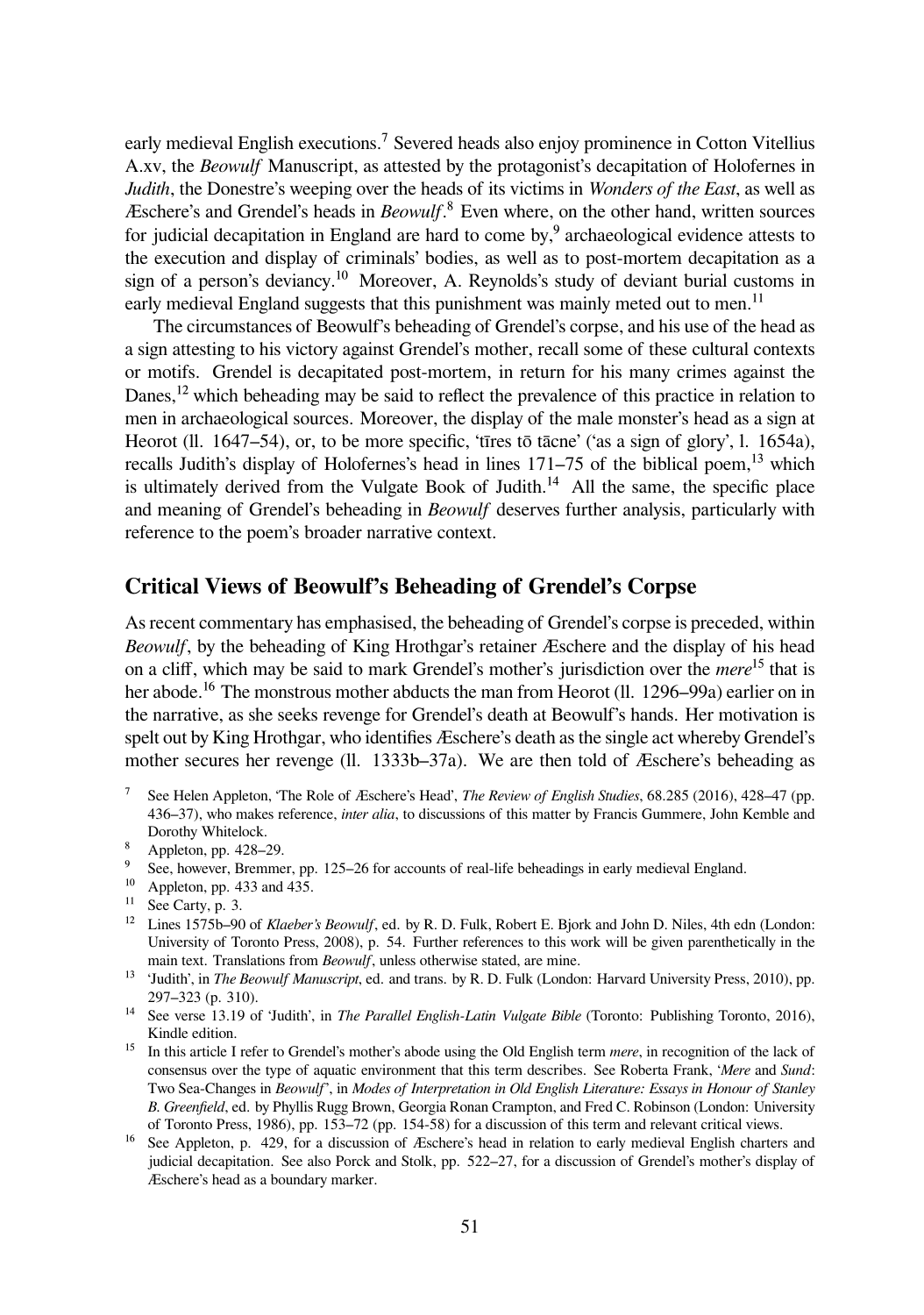early medieval English executions.[7] Severed heads also enjoy prominence in Cotton Vitellius A.xv, the *Beowulf* Manuscript, as attested by the protagonist's decapitation of Holofernes in *Judith*, the Donestre's weeping over the heads of its victims in *Wonders of the East*, as well as Æschere's and Grendel's heads in *Beowulf*.[8] Even where, on the other hand, written sources for judicial decapitation in England are hard to come by,[9] archaeological evidence attests to the execution and display of criminals' bodies, as well as to post-mortem decapitation as a sign of a person's deviancy.[10] Moreover, A. Reynolds's study of deviant burial customs in early medieval England suggests that this punishment was mainly meted out to men.[11]

The circumstances of Beowulf's beheading of Grendel's corpse, and his use of the head as a sign attesting to his victory against Grendel's mother, recall some of these cultural contexts or motifs. Grendel is decapitated post-mortem, in return for his many crimes against the Danes,[12] which beheading may be said to reflect the prevalence of this practice in relation to men in archaeological sources. Moreover, the display of the male monster's head as a sign at Heorot (ll. 1647–54), or, to be more specific, 'tīres tō tācne' ('as a sign of glory', l. 1654a), recalls Judith's display of Holofernes's head in lines 171–75 of the biblical poem,[13] which is ultimately derived from the Vulgate Book of Judith.[14] All the same, the specific place and meaning of Grendel's beheading in *Beowulf* deserves further analysis, particularly with reference to the poem's broader narrative context.

## Critical Views of Beowulf's Beheading of Grendel's Corpse

As recent commentary has emphasised, the beheading of Grendel's corpse is preceded, within *Beowulf*, by the beheading of King Hrothgar's retainer Æschere and the display of his head on a cliff, which may be said to mark Grendel's mother's jurisdiction over the *mere*[15] that is her abode.[16] The monstrous mother abducts the man from Heorot (ll. 1296–99a) earlier on in the narrative, as she seeks revenge for Grendel's death at Beowulf's hands. Her motivation is spelt out by King Hrothgar, who identifies Æschere's death as the single act whereby Grendel's mother secures her revenge (ll. 1333b–37a). We are then told of Æschere's beheading as

[7] See Helen Appleton, 'The Role of Æschere's Head', *The Review of English Studies*, 68.285 (2016), 428–47 (pp. 436–37), who makes reference, *inter alia*, to discussions of this matter by Francis Gummere, John Kemble and Dorothy Whitelock.

[8] Appleton, pp. 428–29.

[9] See, however, Bremmer, pp. 125–26 for accounts of real-life beheadings in early medieval England.

[10] Appleton, pp. 433 and 435.

[11] See Carty, p. 3.

[12] Lines 1575b–90 of *Klaeber's Beowulf*, ed. by R. D. Fulk, Robert E. Bjork and John D. Niles, 4th edn (London: University of Toronto Press, 2008), p. 54. Further references to this work will be given parenthetically in the main text. Translations from *Beowulf*, unless otherwise stated, are mine.

[13] 'Judith', in *The Beowulf Manuscript*, ed. and trans. by R. D. Fulk (London: Harvard University Press, 2010), pp. 297–323 (p. 310).

[14] See verse 13.19 of 'Judith', in *The Parallel English-Latin Vulgate Bible* (Toronto: Publishing Toronto, 2016), Kindle edition.

[15] In this article I refer to Grendel's mother's abode using the Old English term *mere*, in recognition of the lack of consensus over the type of aquatic environment that this term describes. See Roberta Frank, '*Mere* and *Sund*: Two Sea-Changes in *Beowulf*', in *Modes of Interpretation in Old English Literature: Essays in Honour of Stanley B. Greenfield*, ed. by Phyllis Rugg Brown, Georgia Ronan Crampton, and Fred C. Robinson (London: University of Toronto Press, 1986), pp. 153–72 (pp. 154-58) for a discussion of this term and relevant critical views.

[16] See Appleton, p. 429, for a discussion of Æschere's head in relation to early medieval English charters and judicial decapitation. See also Porck and Stolk, pp. 522–27, for a discussion of Grendel's mother's display of Æschere's head as a boundary marker.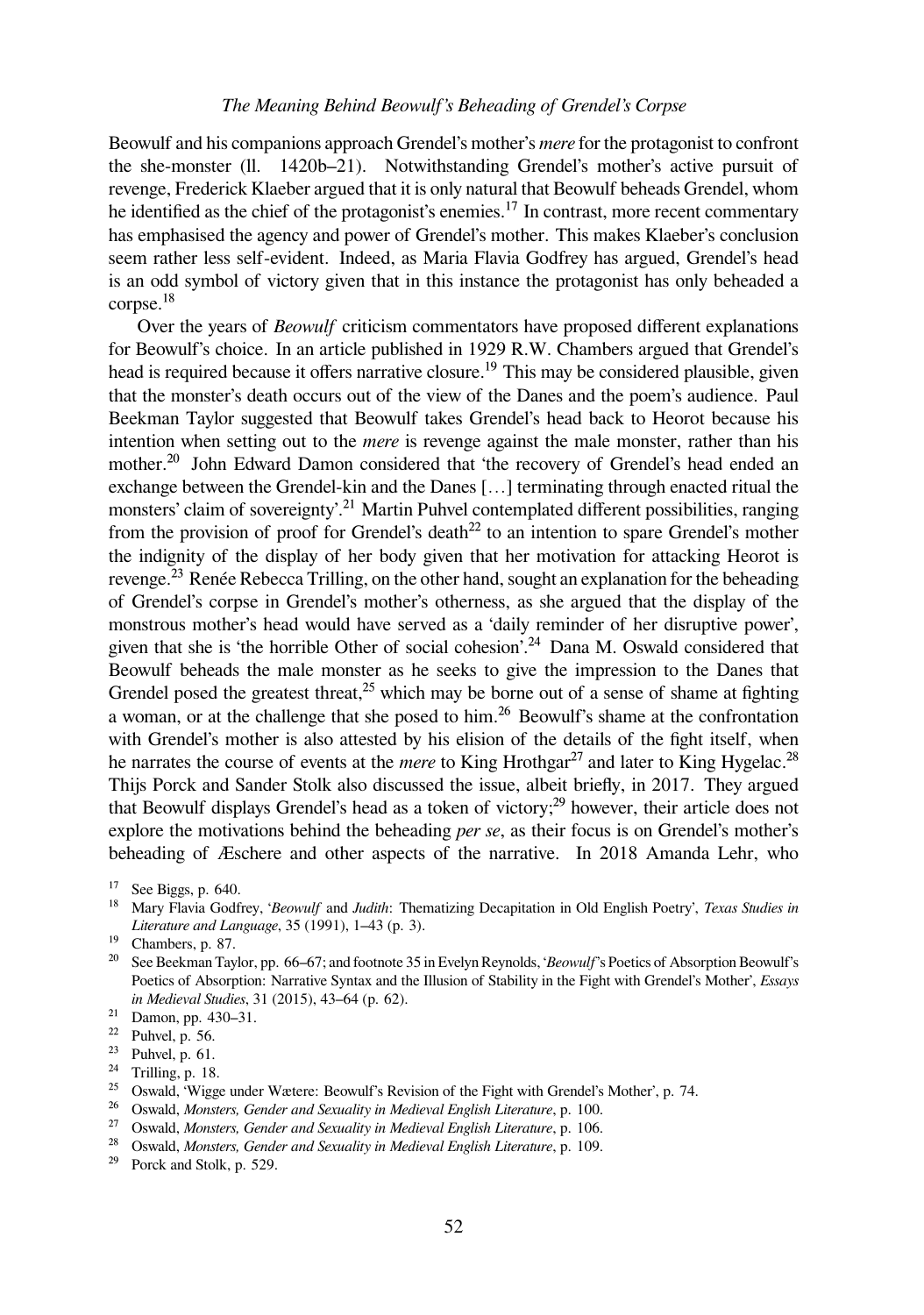Beowulf and his companions approach Grendel's mother's *mere* for the protagonist to confront the she-monster (ll. 1420b–21). Notwithstanding Grendel's mother's active pursuit of revenge, Frederick Klaeber argued that it is only natural that Beowulf beheads Grendel, whom he identified as the chief of the protagonist's enemies.[17] In contrast, more recent commentary has emphasised the agency and power of Grendel's mother. This makes Klaeber's conclusion seem rather less self-evident. Indeed, as Maria Flavia Godfrey has argued, Grendel's head is an odd symbol of victory given that in this instance the protagonist has only beheaded a corpse.[18]

Over the years of *Beowulf* criticism commentators have proposed different explanations for Beowulf's choice. In an article published in 1929 R.W. Chambers argued that Grendel's head is required because it offers narrative closure.[19] This may be considered plausible, given that the monster's death occurs out of the view of the Danes and the poem's audience. Paul Beekman Taylor suggested that Beowulf takes Grendel's head back to Heorot because his intention when setting out to the *mere* is revenge against the male monster, rather than his mother.[20] John Edward Damon considered that 'the recovery of Grendel's head ended an exchange between the Grendel-kin and the Danes […] terminating through enacted ritual the monsters' claim of sovereignty'.[21] Martin Puhvel contemplated different possibilities, ranging from the provision of proof for Grendel's death[22] to an intention to spare Grendel's mother the indignity of the display of her body given that her motivation for attacking Heorot is revenge.[23] Renée Rebecca Trilling, on the other hand, sought an explanation for the beheading of Grendel's corpse in Grendel's mother's otherness, as she argued that the display of the monstrous mother's head would have served as a 'daily reminder of her disruptive power', given that she is 'the horrible Other of social cohesion'.[24] Dana M. Oswald considered that Beowulf beheads the male monster as he seeks to give the impression to the Danes that Grendel posed the greatest threat,[25] which may be borne out of a sense of shame at fighting a woman, or at the challenge that she posed to him.[26] Beowulf's shame at the confrontation with Grendel's mother is also attested by his elision of the details of the fight itself, when he narrates the course of events at the *mere* to King Hrothgar[27] and later to King Hygelac.[28] Thijs Porck and Sander Stolk also discussed the issue, albeit briefly, in 2017. They argued that Beowulf displays Grendel's head as a token of victory;[29] however, their article does not explore the motivations behind the beheading *per se*, as their focus is on Grendel's mother's beheading of Æschere and other aspects of the narrative. In 2018 Amanda Lehr, who

[17] See Biggs, p. 640.

[18] Mary Flavia Godfrey, '*Beowulf* and *Judith*: Thematizing Decapitation in Old English Poetry', *Texas Studies in Literature and Language*, 35 (1991), 1–43 (p. 3).

[19] Chambers, p. 87.

[20] See Beekman Taylor, pp. 66–67; and footnote 35 in Evelyn Reynolds, '*Beowulf*'s Poetics of Absorption Beowulf's Poetics of Absorption: Narrative Syntax and the Illusion of Stability in the Fight with Grendel's Mother', *Essays in Medieval Studies*, 31 (2015), 43–64 (p. 62).

[21] Damon, pp. 430–31.

[22] Puhvel, p. 56.

[23] Puhvel, p. 61.

[24] Trilling, p. 18.

[25] Oswald, 'Wigge under Wætere: Beowulf's Revision of the Fight with Grendel's Mother', p. 74.

[26] Oswald, *Monsters, Gender and Sexuality in Medieval English Literature*, p. 100.

[27] Oswald, *Monsters, Gender and Sexuality in Medieval English Literature*, p. 106.

[28] Oswald, *Monsters, Gender and Sexuality in Medieval English Literature*, p. 109.

[29] Porck and Stolk, p. 529.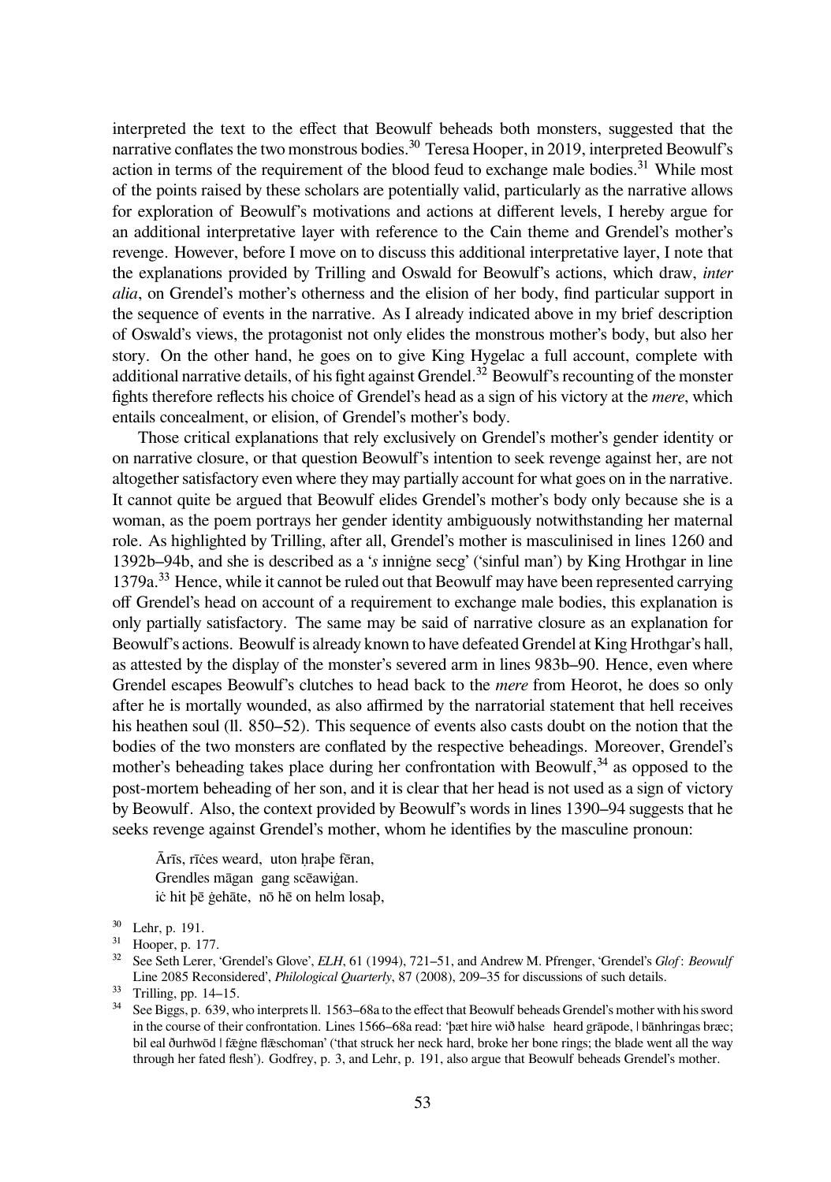interpreted the text to the effect that Beowulf beheads both monsters, suggested that the narrative conflates the two monstrous bodies.[30] Teresa Hooper, in 2019, interpreted Beowulf's action in terms of the requirement of the blood feud to exchange male bodies.[31] While most of the points raised by these scholars are potentially valid, particularly as the narrative allows for exploration of Beowulf's motivations and actions at different levels, I hereby argue for an additional interpretative layer with reference to the Cain theme and Grendel's mother's revenge. However, before I move on to discuss this additional interpretative layer, I note that the explanations provided by Trilling and Oswald for Beowulf's actions, which draw, *inter alia*, on Grendel's mother's otherness and the elision of her body, find particular support in the sequence of events in the narrative. As I already indicated above in my brief description of Oswald's views, the protagonist not only elides the monstrous mother's body, but also her story. On the other hand, he goes on to give King Hygelac a full account, complete with additional narrative details, of his fight against Grendel.[32] Beowulf's recounting of the monster fights therefore reflects his choice of Grendel's head as a sign of his victory at the *mere*, which entails concealment, or elision, of Grendel's mother's body.

Those critical explanations that rely exclusively on Grendel's mother's gender identity or on narrative closure, or that question Beowulf's intention to seek revenge against her, are not altogether satisfactory even where they may partially account for what goes on in the narrative. It cannot quite be argued that Beowulf elides Grendel's mother's body only because she is a woman, as the poem portrays her gender identity ambiguously notwithstanding her maternal role. As highlighted by Trilling, after all, Grendel's mother is masculinised in lines 1260 and 1392b–94b, and she is described as a '*s* inniġne secg' ('sinful man') by King Hrothgar in line 1379a.[33] Hence, while it cannot be ruled out that Beowulf may have been represented carrying off Grendel's head on account of a requirement to exchange male bodies, this explanation is only partially satisfactory. The same may be said of narrative closure as an explanation for Beowulf's actions. Beowulf is already known to have defeated Grendel at King Hrothgar's hall, as attested by the display of the monster's severed arm in lines 983b–90. Hence, even where Grendel escapes Beowulf's clutches to head back to the *mere* from Heorot, he does so only after he is mortally wounded, as also affirmed by the narratorial statement that hell receives his heathen soul (ll. 850–52). This sequence of events also casts doubt on the notion that the bodies of the two monsters are conflated by the respective beheadings. Moreover, Grendel's mother's beheading takes place during her confrontation with Beowulf,[34] as opposed to the post-mortem beheading of her son, and it is clear that her head is not used as a sign of victory by Beowulf. Also, the context provided by Beowulf's words in lines 1390–94 suggests that he seeks revenge against Grendel's mother, whom he identifies by the masculine pronoun:

> Ārīs, rīċes weard, uton hraþe fēran,
> Grendles māgan gang scēawiġan.
> iċ hit þē ġehāte, nō hē on helm losaþ,

[30] Lehr, p. 191.

[31] Hooper, p. 177.

[32] See Seth Lerer, 'Grendel's Glove', *ELH*, 61 (1994), 721–51, and Andrew M. Pfrenger, 'Grendel's *Glof*: *Beowulf* Line 2085 Reconsidered', *Philological Quarterly*, 87 (2008), 209–35 for discussions of such details.

[33] Trilling, pp. 14–15.

[34] See Biggs, p. 639, who interprets ll. 1563–68a to the effect that Beowulf beheads Grendel's mother with his sword in the course of their confrontation. Lines 1566–68a read: 'þæt hire wið halse heard grāpode, | bānhringas bræc; bil eal ðurhwōd | fǣġne flǣschoman' ('that struck her neck hard, broke her bone rings; the blade went all the way through her fated flesh'). Godfrey, p. 3, and Lehr, p. 191, also argue that Beowulf beheads Grendel's mother.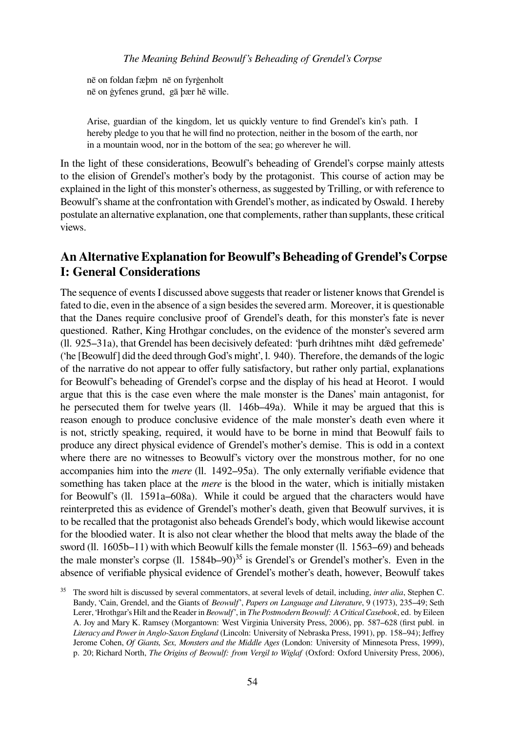nē on foldan fæþm  nē on fyrġenholt
nē on ġyfenes grund,  gā þær hē wille.

> Arise, guardian of the kingdom, let us quickly venture to find Grendel's kin's path. I hereby pledge to you that he will find no protection, neither in the bosom of the earth, nor in a mountain wood, nor in the bottom of the sea; go wherever he will.

In the light of these considerations, Beowulf's beheading of Grendel's corpse mainly attests to the elision of Grendel's mother's body by the protagonist. This course of action may be explained in the light of this monster's otherness, as suggested by Trilling, or with reference to Beowulf's shame at the confrontation with Grendel's mother, as indicated by Oswald. I hereby postulate an alternative explanation, one that complements, rather than supplants, these critical views.

## An Alternative Explanation for Beowulf's Beheading of Grendel's Corpse I: General Considerations

The sequence of events I discussed above suggests that reader or listener knows that Grendel is fated to die, even in the absence of a sign besides the severed arm. Moreover, it is questionable that the Danes require conclusive proof of Grendel's death, for this monster's fate is never questioned. Rather, King Hrothgar concludes, on the evidence of the monster's severed arm (ll. 925–31a), that Grendel has been decisively defeated: 'þurh drihtnes miht  dǣd gefremede' ('he [Beowulf] did the deed through God's might', l. 940). Therefore, the demands of the logic of the narrative do not appear to offer fully satisfactory, but rather only partial, explanations for Beowulf's beheading of Grendel's corpse and the display of his head at Heorot. I would argue that this is the case even where the male monster is the Danes' main antagonist, for he persecuted them for twelve years (ll. 146b–49a). While it may be argued that this is reason enough to produce conclusive evidence of the male monster's death even where it is not, strictly speaking, required, it would have to be borne in mind that Beowulf fails to produce any direct physical evidence of Grendel's mother's demise. This is odd in a context where there are no witnesses to Beowulf's victory over the monstrous mother, for no one accompanies him into the *mere* (ll. 1492–95a). The only externally verifiable evidence that something has taken place at the *mere* is the blood in the water, which is initially mistaken for Beowulf's (ll. 1591a–608a). While it could be argued that the characters would have reinterpreted this as evidence of Grendel's mother's death, given that Beowulf survives, it is to be recalled that the protagonist also beheads Grendel's body, which would likewise account for the bloodied water. It is also not clear whether the blood that melts away the blade of the sword (ll. 1605b–11) with which Beowulf kills the female monster (ll. 1563–69) and beheads the male monster's corpse (ll. 1584b–90)[35] is Grendel's or Grendel's mother's. Even in the absence of verifiable physical evidence of Grendel's mother's death, however, Beowulf takes

[35] The sword hilt is discussed by several commentators, at several levels of detail, including, *inter alia*, Stephen C. Bandy, 'Cain, Grendel, and the Giants of *Beowulf*', *Papers on Language and Literature*, 9 (1973), 235–49; Seth Lerer, 'Hrothgar's Hilt and the Reader in *Beowulf*', in *The Postmodern Beowulf: A Critical Casebook*, ed. by Eileen A. Joy and Mary K. Ramsey (Morgantown: West Virginia University Press, 2006), pp. 587–628 (first publ. in *Literacy and Power in Anglo-Saxon England* (Lincoln: University of Nebraska Press, 1991), pp. 158–94); Jeffrey Jerome Cohen, *Of Giants, Sex, Monsters and the Middle Ages* (London: University of Minnesota Press, 1999), p. 20; Richard North, *The Origins of Beowulf: from Vergil to Wiglaf* (Oxford: Oxford University Press, 2006),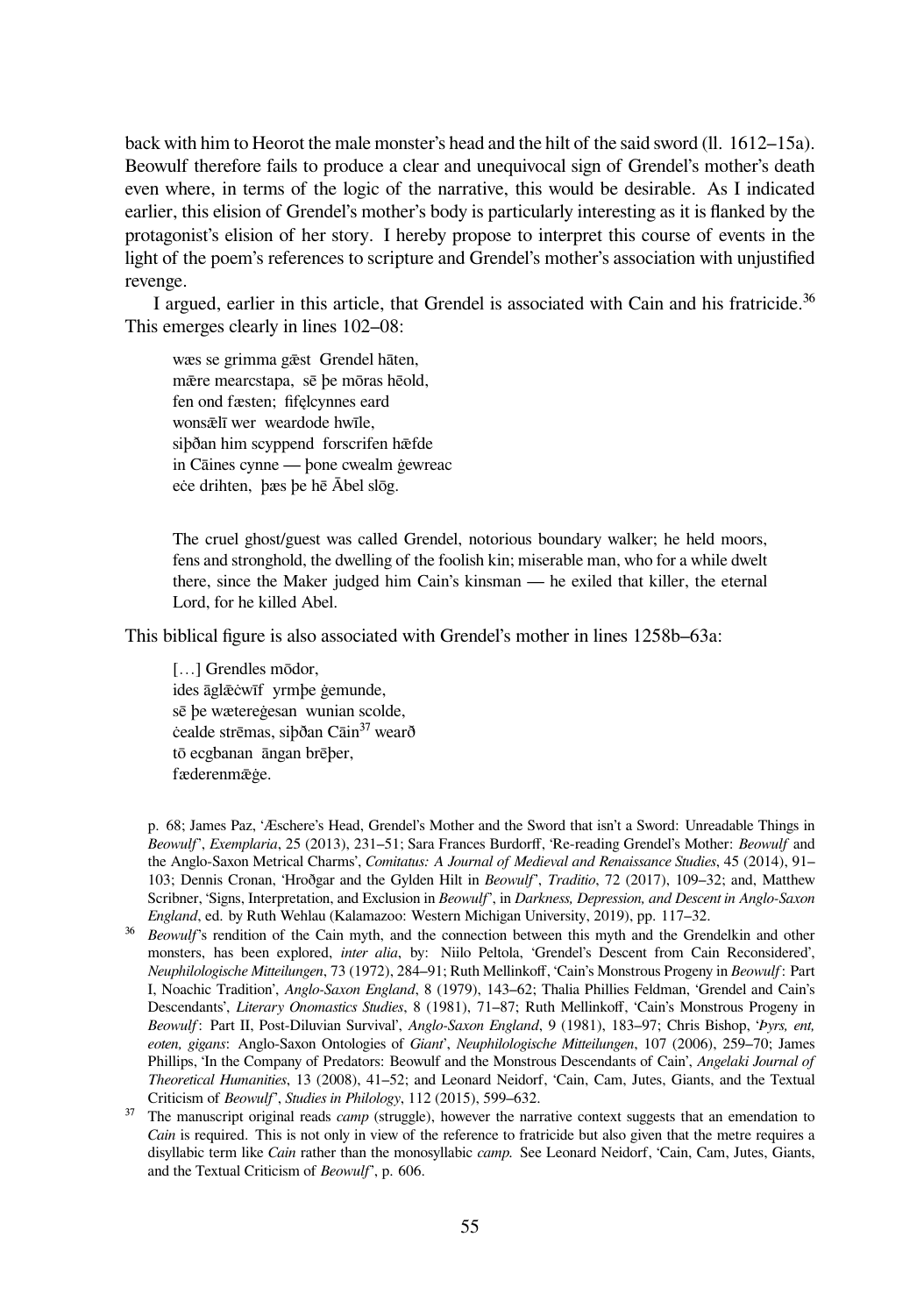back with him to Heorot the male monster's head and the hilt of the said sword (ll. 1612–15a). Beowulf therefore fails to produce a clear and unequivocal sign of Grendel's mother's death even where, in terms of the logic of the narrative, this would be desirable. As I indicated earlier, this elision of Grendel's mother's body is particularly interesting as it is flanked by the protagonist's elision of her story. I hereby propose to interpret this course of events in the light of the poem's references to scripture and Grendel's mother's association with unjustified revenge.

I argued, earlier in this article, that Grendel is associated with Cain and his fratricide.[36] This emerges clearly in lines 102–08:

> wæs se grimma gǣst  Grendel hāten,
> mǣre mearcstapa,  sē þe mōras hēold,
> fen ond fæsten;  fifelcynnes eard
> wonsǣlī wer  weardode hwīle,
> siþðan him scyppend  forscrifen hǣfde
> in Cāines cynne — þone cwealm ġewreac
> eċe drihten,  þæs þe hē Ābel slōg.
>
> The cruel ghost/guest was called Grendel, notorious boundary walker; he held moors, fens and stronghold, the dwelling of the foolish kin; miserable man, who for a while dwelt there, since the Maker judged him Cain's kinsman — he exiled that killer, the eternal Lord, for he killed Abel.

This biblical figure is also associated with Grendel's mother in lines 1258b–63a:

> […] Grendles mōdor,
> ides āglǣċwīf  yrmþe ġemunde,
> sē þe wætereġesan  wunian scolde,
> ċealde strēmas, siþðan Cāin[37] wearð
> tō ecgbanan  āngan brēþer,
> fæderenmǣġe.

p. 68; James Paz, 'Æschere's Head, Grendel's Mother and the Sword that isn't a Sword: Unreadable Things in *Beowulf*', *Exemplaria*, 25 (2013), 231–51; Sara Frances Burdorff, 'Re-reading Grendel's Mother: *Beowulf* and the Anglo-Saxon Metrical Charms', *Comitatus: A Journal of Medieval and Renaissance Studies*, 45 (2014), 91–103; Dennis Cronan, 'Hroðgar and the Gylden Hilt in *Beowulf*', *Traditio*, 72 (2017), 109–32; and, Matthew Scribner, 'Signs, Interpretation, and Exclusion in *Beowulf*', in *Darkness, Depression, and Descent in Anglo-Saxon England*, ed. by Ruth Wehlau (Kalamazoo: Western Michigan University, 2019), pp. 117–32.

[36] *Beowulf*'s rendition of the Cain myth, and the connection between this myth and the Grendelkin and other monsters, has been explored, *inter alia*, by: Niilo Peltola, 'Grendel's Descent from Cain Reconsidered', *Neuphilologische Mitteilungen*, 73 (1972), 284–91; Ruth Mellinkoff, 'Cain's Monstrous Progeny in *Beowulf*: Part I, Noachic Tradition', *Anglo-Saxon England*, 8 (1979), 143–62; Thalia Phillies Feldman, 'Grendel and Cain's Descendants', *Literary Onomastics Studies*, 8 (1981), 71–87; Ruth Mellinkoff, 'Cain's Monstrous Progeny in *Beowulf*: Part II, Post-Diluvian Survival', *Anglo-Saxon England*, 9 (1981), 183–97; Chris Bishop, '*Þyrs, ent, eoten, gigans*: Anglo-Saxon Ontologies of *Giant*', *Neuphilologische Mitteilungen*, 107 (2006), 259–70; James Phillips, 'In the Company of Predators: Beowulf and the Monstrous Descendants of Cain', *Angelaki Journal of Theoretical Humanities*, 13 (2008), 41–52; and Leonard Neidorf, 'Cain, Cam, Jutes, Giants, and the Textual Criticism of *Beowulf*', *Studies in Philology*, 112 (2015), 599–632.

[37] The manuscript original reads *camp* (struggle), however the narrative context suggests that an emendation to *Cain* is required. This is not only in view of the reference to fratricide but also given that the metre requires a disyllabic term like *Cain* rather than the monosyllabic *camp.* See Leonard Neidorf, 'Cain, Cam, Jutes, Giants, and the Textual Criticism of *Beowulf*', p. 606.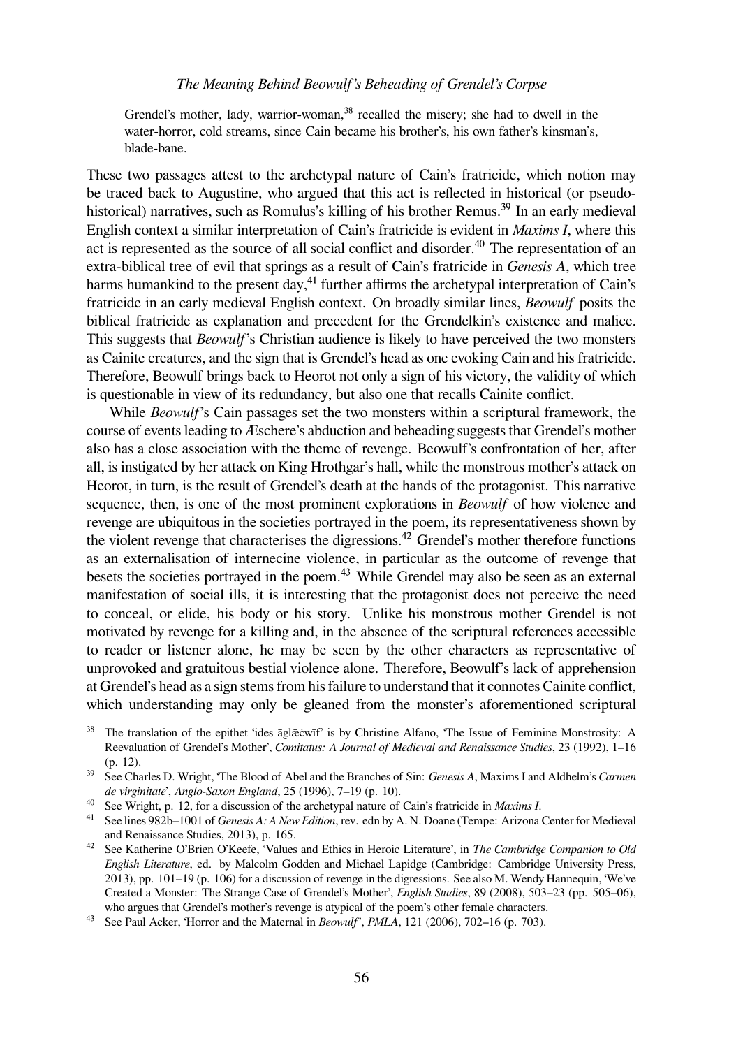Grendel's mother, lady, warrior-woman,[38] recalled the misery; she had to dwell in the water-horror, cold streams, since Cain became his brother's, his own father's kinsman's, blade-bane.

These two passages attest to the archetypal nature of Cain's fratricide, which notion may be traced back to Augustine, who argued that this act is reflected in historical (or pseudo-historical) narratives, such as Romulus's killing of his brother Remus.[39] In an early medieval English context a similar interpretation of Cain's fratricide is evident in *Maxims I*, where this act is represented as the source of all social conflict and disorder.[40] The representation of an extra-biblical tree of evil that springs as a result of Cain's fratricide in *Genesis A*, which tree harms humankind to the present day,[41] further affirms the archetypal interpretation of Cain's fratricide in an early medieval English context. On broadly similar lines, *Beowulf* posits the biblical fratricide as explanation and precedent for the Grendelkin's existence and malice. This suggests that *Beowulf*'s Christian audience is likely to have perceived the two monsters as Cainite creatures, and the sign that is Grendel's head as one evoking Cain and his fratricide. Therefore, Beowulf brings back to Heorot not only a sign of his victory, the validity of which is questionable in view of its redundancy, but also one that recalls Cainite conflict.

While *Beowulf*'s Cain passages set the two monsters within a scriptural framework, the course of events leading to Æschere's abduction and beheading suggests that Grendel's mother also has a close association with the theme of revenge. Beowulf's confrontation of her, after all, is instigated by her attack on King Hrothgar's hall, while the monstrous mother's attack on Heorot, in turn, is the result of Grendel's death at the hands of the protagonist. This narrative sequence, then, is one of the most prominent explorations in *Beowulf* of how violence and revenge are ubiquitous in the societies portrayed in the poem, its representativeness shown by the violent revenge that characterises the digressions.[42] Grendel's mother therefore functions as an externalisation of internecine violence, in particular as the outcome of revenge that besets the societies portrayed in the poem.[43] While Grendel may also be seen as an external manifestation of social ills, it is interesting that the protagonist does not perceive the need to conceal, or elide, his body or his story. Unlike his monstrous mother Grendel is not motivated by revenge for a killing and, in the absence of the scriptural references accessible to reader or listener alone, he may be seen by the other characters as representative of unprovoked and gratuitous bestial violence alone. Therefore, Beowulf's lack of apprehension at Grendel's head as a sign stems from his failure to understand that it connotes Cainite conflict, which understanding may only be gleaned from the monster's aforementioned scriptural

[38] The translation of the epithet 'ides āglǣċwīf' is by Christine Alfano, 'The Issue of Feminine Monstrosity: A Reevaluation of Grendel's Mother', *Comitatus: A Journal of Medieval and Renaissance Studies*, 23 (1992), 1–16 (p. 12).

[39] See Charles D. Wright, 'The Blood of Abel and the Branches of Sin: *Genesis A*, Maxims I and Aldhelm's *Carmen de virginitate*', *Anglo-Saxon England*, 25 (1996), 7–19 (p. 10).

[40] See Wright, p. 12, for a discussion of the archetypal nature of Cain's fratricide in *Maxims I*.

[41] See lines 982b–1001 of *Genesis A: A New Edition*, rev. edn by A. N. Doane (Tempe: Arizona Center for Medieval and Renaissance Studies, 2013), p. 165.

[42] See Katherine O'Brien O'Keefe, 'Values and Ethics in Heroic Literature', in *The Cambridge Companion to Old English Literature*, ed. by Malcolm Godden and Michael Lapidge (Cambridge: Cambridge University Press, 2013), pp. 101–19 (p. 106) for a discussion of revenge in the digressions. See also M. Wendy Hannequin, 'We've Created a Monster: The Strange Case of Grendel's Mother', *English Studies*, 89 (2008), 503–23 (pp. 505–06), who argues that Grendel's mother's revenge is atypical of the poem's other female characters.

[43] See Paul Acker, 'Horror and the Maternal in *Beowulf*', *PMLA*, 121 (2006), 702–16 (p. 703).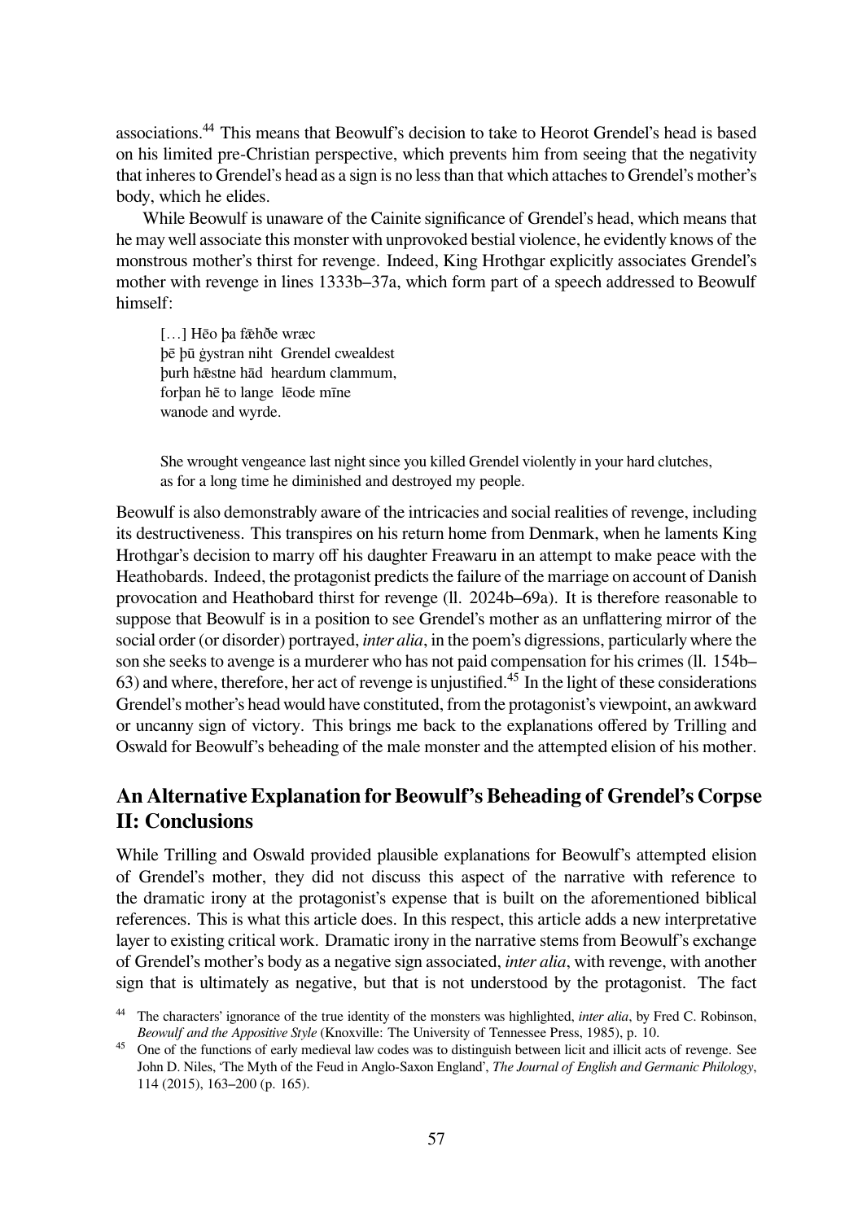associations.[44] This means that Beowulf's decision to take to Heorot Grendel's head is based on his limited pre-Christian perspective, which prevents him from seeing that the negativity that inheres to Grendel's head as a sign is no less than that which attaches to Grendel's mother's body, which he elides.

While Beowulf is unaware of the Cainite significance of Grendel's head, which means that he may well associate this monster with unprovoked bestial violence, he evidently knows of the monstrous mother's thirst for revenge. Indeed, King Hrothgar explicitly associates Grendel's mother with revenge in lines 1333b–37a, which form part of a speech addressed to Beowulf himself:

> […] Hēo þa fæhðe wræc
> þē þū ġystran niht  Grendel cwealdest
> þurh hǣstne hād  heardum clammum,
> forþan hē to lange  lēode mīne
> wanode and wyrde.
>
> She wrought vengeance last night since you killed Grendel violently in your hard clutches,
> as for a long time he diminished and destroyed my people.

Beowulf is also demonstrably aware of the intricacies and social realities of revenge, including its destructiveness. This transpires on his return home from Denmark, when he laments King Hrothgar's decision to marry off his daughter Freawaru in an attempt to make peace with the Heathobards. Indeed, the protagonist predicts the failure of the marriage on account of Danish provocation and Heathobard thirst for revenge (ll. 2024b–69a). It is therefore reasonable to suppose that Beowulf is in a position to see Grendel's mother as an unflattering mirror of the social order (or disorder) portrayed, *inter alia*, in the poem's digressions, particularly where the son she seeks to avenge is a murderer who has not paid compensation for his crimes (ll. 154b–63) and where, therefore, her act of revenge is unjustified.[45] In the light of these considerations Grendel's mother's head would have constituted, from the protagonist's viewpoint, an awkward or uncanny sign of victory. This brings me back to the explanations offered by Trilling and Oswald for Beowulf's beheading of the male monster and the attempted elision of his mother.

## An Alternative Explanation for Beowulf's Beheading of Grendel's Corpse II: Conclusions

While Trilling and Oswald provided plausible explanations for Beowulf's attempted elision of Grendel's mother, they did not discuss this aspect of the narrative with reference to the dramatic irony at the protagonist's expense that is built on the aforementioned biblical references. This is what this article does. In this respect, this article adds a new interpretative layer to existing critical work. Dramatic irony in the narrative stems from Beowulf's exchange of Grendel's mother's body as a negative sign associated, *inter alia*, with revenge, with another sign that is ultimately as negative, but that is not understood by the protagonist. The fact

[44] The characters' ignorance of the true identity of the monsters was highlighted, *inter alia*, by Fred C. Robinson, *Beowulf and the Appositive Style* (Knoxville: The University of Tennessee Press, 1985), p. 10.

[45] One of the functions of early medieval law codes was to distinguish between licit and illicit acts of revenge. See John D. Niles, 'The Myth of the Feud in Anglo-Saxon England', *The Journal of English and Germanic Philology*, 114 (2015), 163–200 (p. 165).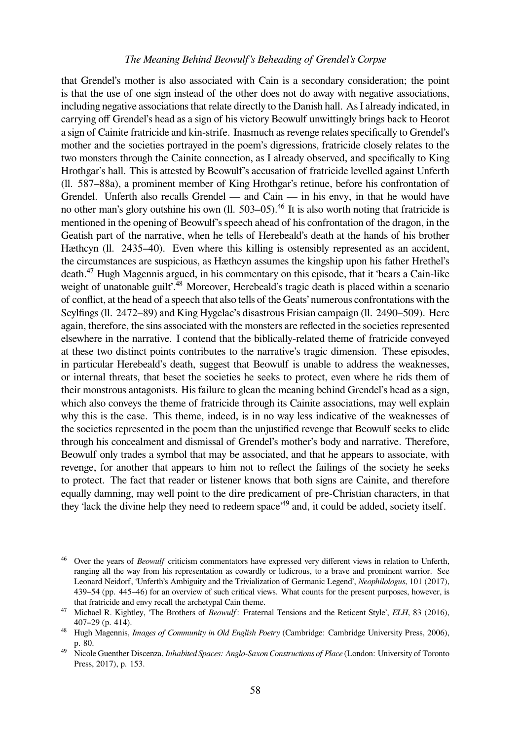that Grendel's mother is also associated with Cain is a secondary consideration; the point is that the use of one sign instead of the other does not do away with negative associations, including negative associations that relate directly to the Danish hall. As I already indicated, in carrying off Grendel's head as a sign of his victory Beowulf unwittingly brings back to Heorot a sign of Cainite fratricide and kin-strife. Inasmuch as revenge relates specifically to Grendel's mother and the societies portrayed in the poem's digressions, fratricide closely relates to the two monsters through the Cainite connection, as I already observed, and specifically to King Hrothgar's hall. This is attested by Beowulf's accusation of fratricide levelled against Unferth (ll. 587–88a), a prominent member of King Hrothgar's retinue, before his confrontation of Grendel. Unferth also recalls Grendel — and Cain — in his envy, in that he would have no other man's glory outshine his own (ll. 503–05).[46] It is also worth noting that fratricide is mentioned in the opening of Beowulf's speech ahead of his confrontation of the dragon, in the Geatish part of the narrative, when he tells of Herebeald's death at the hands of his brother Hæthcyn (ll. 2435–40). Even where this killing is ostensibly represented as an accident, the circumstances are suspicious, as Hæthcyn assumes the kingship upon his father Hrethel's death.[47] Hugh Magennis argued, in his commentary on this episode, that it 'bears a Cain-like weight of unatonable guilt'.[48] Moreover, Herebeald's tragic death is placed within a scenario of conflict, at the head of a speech that also tells of the Geats' numerous confrontations with the Scylfings (ll. 2472–89) and King Hygelac's disastrous Frisian campaign (ll. 2490–509). Here again, therefore, the sins associated with the monsters are reflected in the societies represented elsewhere in the narrative. I contend that the biblically-related theme of fratricide conveyed at these two distinct points contributes to the narrative's tragic dimension. These episodes, in particular Herebeald's death, suggest that Beowulf is unable to address the weaknesses, or internal threats, that beset the societies he seeks to protect, even where he rids them of their monstrous antagonists. His failure to glean the meaning behind Grendel's head as a sign, which also conveys the theme of fratricide through its Cainite associations, may well explain why this is the case. This theme, indeed, is in no way less indicative of the weaknesses of the societies represented in the poem than the unjustified revenge that Beowulf seeks to elide through his concealment and dismissal of Grendel's mother's body and narrative. Therefore, Beowulf only trades a symbol that may be associated, and that he appears to associate, with revenge, for another that appears to him not to reflect the failings of the society he seeks to protect. The fact that reader or listener knows that both signs are Cainite, and therefore equally damning, may well point to the dire predicament of pre-Christian characters, in that they 'lack the divine help they need to redeem space'[49] and, it could be added, society itself.

[46] Over the years of *Beowulf* criticism commentators have expressed very different views in relation to Unferth, ranging all the way from his representation as cowardly or ludicrous, to a brave and prominent warrior. See Leonard Neidorf, 'Unferth's Ambiguity and the Trivialization of Germanic Legend', *Neophilologus*, 101 (2017), 439–54 (pp. 445–46) for an overview of such critical views. What counts for the present purposes, however, is that fratricide and envy recall the archetypal Cain theme.

[47] Michael R. Kightley, 'The Brothers of *Beowulf*: Fraternal Tensions and the Reticent Style', *ELH*, 83 (2016), 407–29 (p. 414).

[48] Hugh Magennis, *Images of Community in Old English Poetry* (Cambridge: Cambridge University Press, 2006), p. 80.

[49] Nicole Guenther Discenza, *Inhabited Spaces: Anglo-Saxon Constructions of Place* (London: University of Toronto Press, 2017), p. 153.